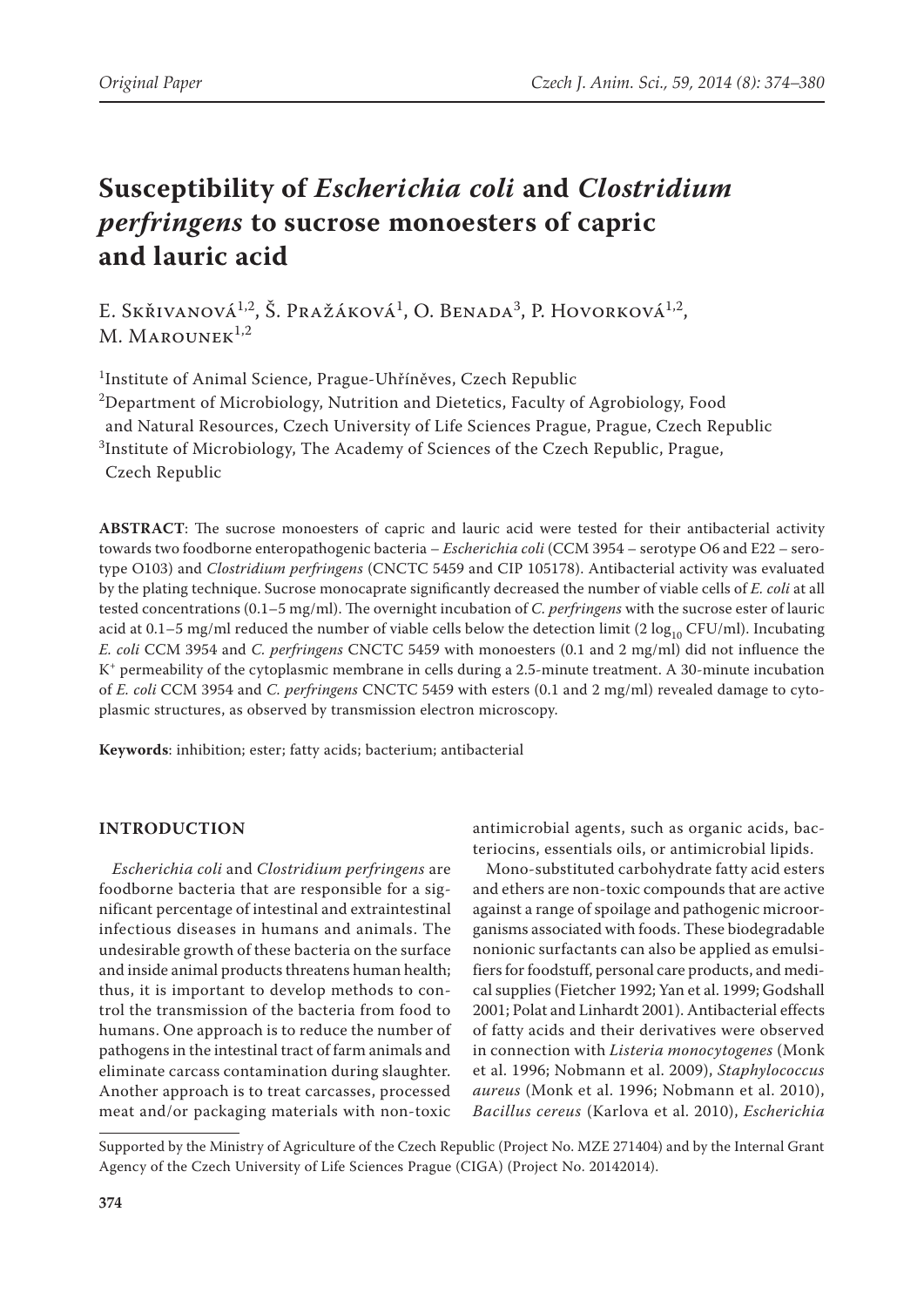# Susceptibility of *Escherichia coli* and *Clostridium perfringens* to sucrose monoesters of capric and lauric acid

E. Skřivanová[1,2], Š. Pražáková[1], O. Benada[3], P. Hovorková[1,2], M. Marounek[1,2]

[1]Institute of Animal Science, Prague-Uhříněves, Czech Republic
[2]Department of Microbiology, Nutrition and Dietetics, Faculty of Agrobiology, Food and Natural Resources, Czech University of Life Sciences Prague, Prague, Czech Republic
[3]Institute of Microbiology, The Academy of Sciences of the Czech Republic, Prague, Czech Republic

**ABSTRACT**: The sucrose monoesters of capric and lauric acid were tested for their antibacterial activity towards two foodborne enteropathogenic bacteria – *Escherichia coli* (CCM 3954 – serotype O6 and E22 – serotype O103) and *Clostridium perfringens* (CNCTC 5459 and CIP 105178). Antibacterial activity was evaluated by the plating technique. Sucrose monocaprate significantly decreased the number of viable cells of *E. coli* at all tested concentrations (0.1–5 mg/ml). The overnight incubation of *C. perfringens* with the sucrose ester of lauric acid at 0.1–5 mg/ml reduced the number of viable cells below the detection limit (2 $\log_{10}$ CFU/ml). Incubating *E. coli* CCM 3954 and *C. perfringens* CNCTC 5459 with monoesters (0.1 and 2 mg/ml) did not influence the $K^+$ permeability of the cytoplasmic membrane in cells during a 2.5-minute treatment. A 30-minute incubation of *E. coli* CCM 3954 and *C. perfringens* CNCTC 5459 with esters (0.1 and 2 mg/ml) revealed damage to cytoplasmic structures, as observed by transmission electron microscopy.

**Keywords**: inhibition; ester; fatty acids; bacterium; antibacterial

## INTRODUCTION

*Escherichia coli* and *Clostridium perfringens* are foodborne bacteria that are responsible for a significant percentage of intestinal and extraintestinal infectious diseases in humans and animals. The undesirable growth of these bacteria on the surface and inside animal products threatens human health; thus, it is important to develop methods to control the transmission of the bacteria from food to humans. One approach is to reduce the number of pathogens in the intestinal tract of farm animals and eliminate carcass contamination during slaughter. Another approach is to treat carcasses, processed meat and/or packaging materials with non-toxic antimicrobial agents, such as organic acids, bacteriocins, essentials oils, or antimicrobial lipids.

Mono-substituted carbohydrate fatty acid esters and ethers are non-toxic compounds that are active against a range of spoilage and pathogenic microorganisms associated with foods. These biodegradable nonionic surfactants can also be applied as emulsifiers for foodstuff, personal care products, and medical supplies (Fietcher 1992; Yan et al. 1999; Godshall 2001; Polat and Linhardt 2001). Antibacterial effects of fatty acids and their derivatives were observed in connection with *Listeria monocytogenes* (Monk et al. 1996; Nobmann et al. 2009), *Staphylococcus aureus* (Monk et al. 1996; Nobmann et al. 2010), *Bacillus cereus* (Karlova et al. 2010), *Escherichia*

Supported by the Ministry of Agriculture of the Czech Republic (Project No. MZE 271404) and by the Internal Grant Agency of the Czech University of Life Sciences Prague (CIGA) (Project No. 20142014).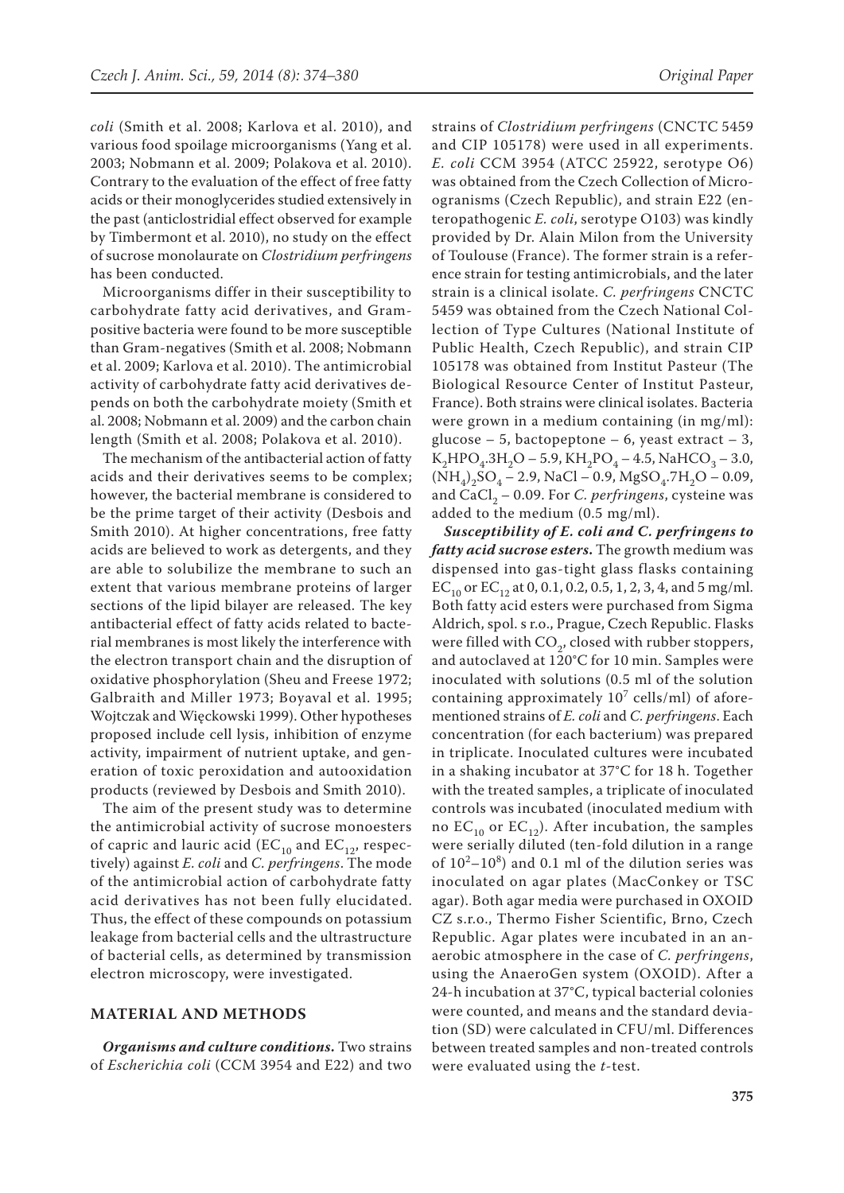*coli* (Smith et al. 2008; Karlova et al. 2010), and various food spoilage microorganisms (Yang et al. 2003; Nobmann et al. 2009; Polakova et al. 2010). Contrary to the evaluation of the effect of free fatty acids or their monoglycerides studied extensively in the past (anticlostridial effect observed for example by Timbermont et al. 2010), no study on the effect of sucrose monolaurate on *Clostridium perfringens* has been conducted.

Microorganisms differ in their susceptibility to carbohydrate fatty acid derivatives, and Gram-positive bacteria were found to be more susceptible than Gram-negatives (Smith et al. 2008; Nobmann et al. 2009; Karlova et al. 2010). The antimicrobial activity of carbohydrate fatty acid derivatives depends on both the carbohydrate moiety (Smith et al. 2008; Nobmann et al. 2009) and the carbon chain length (Smith et al. 2008; Polakova et al. 2010).

The mechanism of the antibacterial action of fatty acids and their derivatives seems to be complex; however, the bacterial membrane is considered to be the prime target of their activity (Desbois and Smith 2010). At higher concentrations, free fatty acids are believed to work as detergents, and they are able to solubilize the membrane to such an extent that various membrane proteins of larger sections of the lipid bilayer are released. The key antibacterial effect of fatty acids related to bacterial membranes is most likely the interference with the electron transport chain and the disruption of oxidative phosphorylation (Sheu and Freese 1972; Galbraith and Miller 1973; Boyaval et al. 1995; Wojtczak and Więckowski 1999). Other hypotheses proposed include cell lysis, inhibition of enzyme activity, impairment of nutrient uptake, and generation of toxic peroxidation and autooxidation products (reviewed by Desbois and Smith 2010).

The aim of the present study was to determine the antimicrobial activity of sucrose monoesters of capric and lauric acid ($EC_{10}$ and $EC_{12}$, respectively) against *E. coli* and *C. perfringens*. The mode of the antimicrobial action of carbohydrate fatty acid derivatives has not been fully elucidated. Thus, the effect of these compounds on potassium leakage from bacterial cells and the ultrastructure of bacterial cells, as determined by transmission electron microscopy, were investigated.

## MATERIAL AND METHODS

***Organisms and culture conditions.*** Two strains of *Escherichia coli* (CCM 3954 and E22) and two strains of *Clostridium perfringens* (CNCTC 5459 and CIP 105178) were used in all experiments. *E. coli* CCM 3954 (ATCC 25922, serotype O6) was obtained from the Czech Collection of Microorganisms (Czech Republic), and strain E22 (enteropathogenic *E. coli*, serotype O103) was kindly provided by Dr. Alain Milon from the University of Toulouse (France). The former strain is a reference strain for testing antimicrobials, and the later strain is a clinical isolate. *C. perfringens* CNCTC 5459 was obtained from the Czech National Collection of Type Cultures (National Institute of Public Health, Czech Republic), and strain CIP 105178 was obtained from Institut Pasteur (The Biological Resource Center of Institut Pasteur, France). Both strains were clinical isolates. Bacteria were grown in a medium containing (in mg/ml): glucose – 5, bactopeptone – 6, yeast extract – 3, $K_2HPO_4.3H_2O$ – 5.9, $KH_2PO_4$ – 4.5, $NaHCO_3$ – 3.0, $(NH_4)_2SO_4$ – 2.9, NaCl – 0.9, $MgSO_4.7H_2O$ – 0.09, and $CaCl_2$ – 0.09. For *C. perfringens*, cysteine was added to the medium (0.5 mg/ml).

***Susceptibility of E. coli and C. perfringens to fatty acid sucrose esters.*** The growth medium was dispensed into gas-tight glass flasks containing $EC_{10}$ or $EC_{12}$ at 0, 0.1, 0.2, 0.5, 1, 2, 3, 4, and 5 mg/ml. Both fatty acid esters were purchased from Sigma Aldrich, spol. s r.o., Prague, Czech Republic. Flasks were filled with $CO_2$, closed with rubber stoppers, and autoclaved at 120°C for 10 min. Samples were inoculated with solutions (0.5 ml of the solution containing approximately $10^7$ cells/ml) of aforementioned strains of *E. coli* and *C. perfringens*. Each concentration (for each bacterium) was prepared in triplicate. Inoculated cultures were incubated in a shaking incubator at 37°C for 18 h. Together with the treated samples, a triplicate of inoculated controls was incubated (inoculated medium with no $EC_{10}$ or $EC_{12}$). After incubation, the samples were serially diluted (ten-fold dilution in a range of $10^2$–$10^8$) and 0.1 ml of the dilution series was inoculated on agar plates (MacConkey or TSC agar). Both agar media were purchased in OXOID CZ s.r.o., Thermo Fisher Scientific, Brno, Czech Republic. Agar plates were incubated in an anaerobic atmosphere in the case of *C. perfringens*, using the AnaeroGen system (OXOID). After a 24-h incubation at 37°C, typical bacterial colonies were counted, and means and the standard deviation (SD) were calculated in CFU/ml. Differences between treated samples and non-treated controls were evaluated using the *t*-test.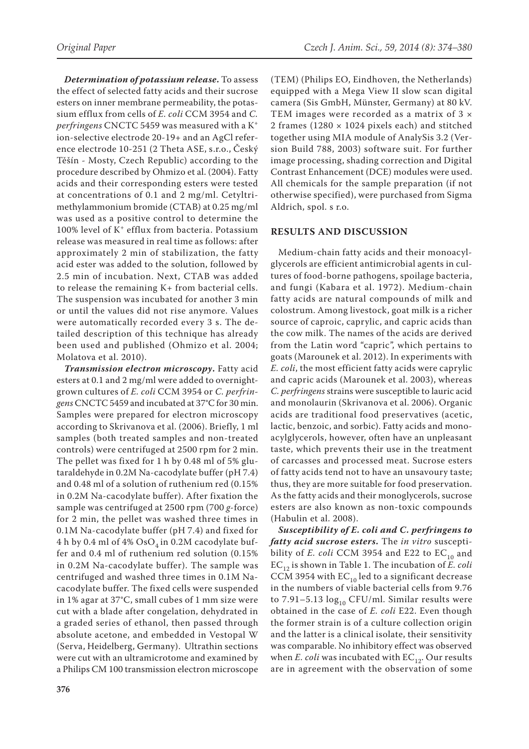***Determination of potassium release.*** To assess the effect of selected fatty acids and their sucrose esters on inner membrane permeability, the potassium efflux from cells of *E. coli* CCM 3954 and *C. perfringens* CNCTC 5459 was measured with a $K^+$ ion-selective electrode 20-19+ and an AgCl reference electrode 10-251 (2 Theta ASE, s.r.o., Český Těšín - Mosty, Czech Republic) according to the procedure described by Ohmizo et al. (2004). Fatty acids and their corresponding esters were tested at concentrations of 0.1 and 2 mg/ml. Cetyltrimethylammonium bromide (CTAB) at 0.25 mg/ml was used as a positive control to determine the 100% level of $K^+$ efflux from bacteria. Potassium release was measured in real time as follows: after approximately 2 min of stabilization, the fatty acid ester was added to the solution, followed by 2.5 min of incubation. Next, CTAB was added to release the remaining K+ from bacterial cells. The suspension was incubated for another 3 min or until the values did not rise anymore. Values were automatically recorded every 3 s. The detailed description of this technique has already been used and published (Ohmizo et al. 2004; Molatova et al. 2010).

***Transmission electron microscopy.*** Fatty acid esters at 0.1 and 2 mg/ml were added to overnight-grown cultures of *E. coli* CCM 3954 or *C. perfringens* CNCTC 5459 and incubated at 37°C for 30 min. Samples were prepared for electron microscopy according to Skrivanova et al. (2006). Briefly, 1 ml samples (both treated samples and non-treated controls) were centrifuged at 2500 rpm for 2 min. The pellet was fixed for 1 h by 0.48 ml of 5% glutaraldehyde in 0.2M Na-cacodylate buffer (pH 7.4) and 0.48 ml of a solution of ruthenium red (0.15% in 0.2M Na-cacodylate buffer). After fixation the sample was centrifuged at 2500 rpm (700 *g*-force) for 2 min, the pellet was washed three times in 0.1M Na-cacodylate buffer (pH 7.4) and fixed for 4 h by 0.4 ml of 4% $OsO_4$ in 0.2M cacodylate buffer and 0.4 ml of ruthenium red solution (0.15% in 0.2M Na-cacodylate buffer). The sample was centrifuged and washed three times in 0.1M Na-cacodylate buffer. The fixed cells were suspended in 1% agar at 37°C, small cubes of 1 mm size were cut with a blade after congelation, dehydrated in a graded series of ethanol, then passed through absolute acetone, and embedded in Vestopal W (Serva, Heidelberg, Germany). Ultrathin sections were cut with an ultramicrotome and examined by a Philips CM 100 transmission electron microscope (TEM) (Philips EO, Eindhoven, the Netherlands) equipped with a Mega View II slow scan digital camera (Sis GmbH, Münster, Germany) at 80 kV. TEM images were recorded as a matrix of 3 × 2 frames (1280 × 1024 pixels each) and stitched together using MIA module of AnalySis 3.2 (Version Build 788, 2003) software suit. For further image processing, shading correction and Digital Contrast Enhancement (DCE) modules were used. All chemicals for the sample preparation (if not otherwise specified), were purchased from Sigma Aldrich, spol. s r.o.

## RESULTS AND DISCUSSION

Medium-chain fatty acids and their monoacylglycerols are efficient antimicrobial agents in cultures of food-borne pathogens, spoilage bacteria, and fungi (Kabara et al. 1972). Medium-chain fatty acids are natural compounds of milk and colostrum. Among livestock, goat milk is a richer source of caproic, caprylic, and capric acids than the cow milk. The names of the acids are derived from the Latin word "capric", which pertains to goats (Marounek et al. 2012). In experiments with *E. coli*, the most efficient fatty acids were caprylic and capric acids (Marounek et al. 2003), whereas *C. perfringens* strains were susceptible to lauric acid and monolaurin (Skrivanova et al. 2006). Organic acids are traditional food preservatives (acetic, lactic, benzoic, and sorbic). Fatty acids and monoacylglycerols, however, often have an unpleasant taste, which prevents their use in the treatment of carcasses and processed meat. Sucrose esters of fatty acids tend not to have an unsavoury taste; thus, they are more suitable for food preservation. As the fatty acids and their monoglycerols, sucrose esters are also known as non-toxic compounds (Habulin et al. 2008).

***Susceptibility of E. coli and C. perfringens to fatty acid sucrose esters.*** The *in vitro* susceptibility of *E. coli* CCM 3954 and E22 to $EC_{10}$ and $EC_{12}$ is shown in Table 1. The incubation of *E. coli* CCM 3954 with $EC_{10}$ led to a significant decrease in the numbers of viable bacterial cells from 9.76 to 7.91–5.13 $\log_{10}$ CFU/ml. Similar results were obtained in the case of *E. coli* E22. Even though the former strain is of a culture collection origin and the latter is a clinical isolate, their sensitivity was comparable. No inhibitory effect was observed when *E. coli* was incubated with $EC_{12}$. Our results are in agreement with the observation of some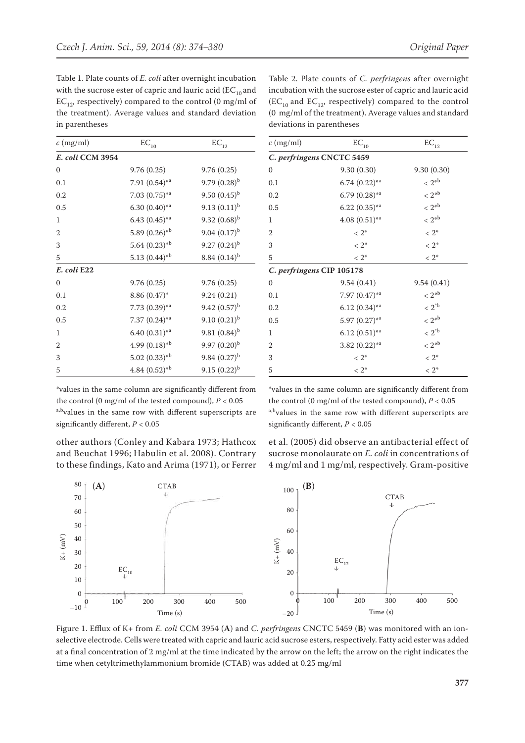Table 1. Plate counts of *E. coli* after overnight incubation with the sucrose ester of capric and lauric acid ($EC_{10}$ and $EC_{12}$, respectively) compared to the control (0 mg/ml of the treatment). Average values and standard deviation in parentheses

| $c$ (mg/ml) | $EC_{10}$ | $EC_{12}$ |
|---|---|---|
| ***E. coli* CCM 3954** | | |
| 0 | 9.76 (0.25) | 9.76 (0.25) |
| 0.1 | 7.91 (0.54)$^{*a}$ | 9.79 (0.28)$^{b}$ |
| 0.2 | 7.03 (0.75)$^{*a}$ | 9.50 (0.45)$^{b}$ |
| 0.5 | 6.30 (0.40)$^{*a}$ | 9.13 (0.11)$^{b}$ |
| 1 | 6.43 (0.45)$^{*a}$ | 9.32 (0.68)$^{b}$ |
| 2 | 5.89 (0.26)$^{*b}$ | 9.04 (0.17)$^{b}$ |
| 3 | 5.64 (0.23)$^{*b}$ | 9.27 (0.24)$^{b}$ |
| 5 | 5.13 (0.44)$^{*b}$ | 8.84 (0.14)$^{b}$ |
| ***E. coli* E22** | | |
| 0 | 9.76 (0.25) | 9.76 (0.25) |
| 0.1 | 8.86 (0.47)$^{*}$ | 9.24 (0.21) |
| 0.2 | 7.73 (0.39)$^{*a}$ | 9.42 (0.57)$^{b}$ |
| 0.5 | 7.37 (0.24)$^{*a}$ | 9.10 (0.21)$^{b}$ |
| 1 | 6.40 (0.31)$^{*a}$ | 9.81 (0.84)$^{b}$ |
| 2 | 4.99 (0.18)$^{*b}$ | 9.97 (0.20)$^{b}$ |
| 3 | 5.02 (0.33)$^{*b}$ | 9.84 (0.27)$^{b}$ |
| 5 | 4.84 (0.52)$^{*b}$ | 9.15 (0.22)$^{b}$ |

*values in the same column are significantly different from the control (0 mg/ml of the tested compound), $P < 0.05$

a,bvalues in the same row with different superscripts are significantly different, $P < 0.05$

Table 2. Plate counts of *C. perfringens* after overnight incubation with the sucrose ester of capric and lauric acid ($EC_{10}$ and $EC_{12}$, respectively) compared to the control (0 mg/ml of the treatment). Average values and standard deviations in parentheses

| $c$ (mg/ml) | $EC_{10}$ | $EC_{12}$ |
|---|---|---|
| ***C. perfringens* CNCTC 5459** | | |
| 0 | 9.30 (0.30) | 9.30 (0.30) |
| 0.1 | 6.74 (0.22)$^{*a}$ | < 2$^{*b}$ |
| 0.2 | 6.79 (0.28)$^{*a}$ | < 2$^{*b}$ |
| 0.5 | 6.22 (0.35)$^{*a}$ | < 2$^{*b}$ |
| 1 | 4.08 (0.51)$^{*a}$ | < 2$^{*b}$ |
| 2 | < 2$^{*}$ | < 2$^{*}$ |
| 3 | < 2$^{*}$ | < 2$^{*}$ |
| 5 | < 2$^{*}$ | < 2$^{*}$ |
| ***C. perfringens* CIP 105178** | | |
| 0 | 9.54 (0.41) | 9.54 (0.41) |
| 0.1 | 7.97 (0.47)$^{*a}$ | < 2$^{*b}$ |
| 0.2 | 6.12 (0.34)$^{*a}$ | < 2$^{*b}$ |
| 0.5 | 5.97 (0.27)$^{*a}$ | < 2$^{*b}$ |
| 1 | 6.12 (0.51)$^{*a}$ | < 2$^{*b}$ |
| 2 | 3.82 (0.22)$^{*a}$ | < 2$^{*b}$ |
| 3 | < 2$^{*}$ | < 2$^{*}$ |
| 5 | < 2$^{*}$ | < 2$^{*}$ |

*values in the same column are significantly different from the control (0 mg/ml of the tested compound), $P < 0.05$

a,bvalues in the same row with different superscripts are significantly different, $P < 0.05$

other authors (Conley and Kabara 1973; Hathcox and Beuchat 1996; Habulin et al. 2008). Contrary to these findings, Kato and Arima (1971), or Ferrer et al. (2005) did observe an antibacterial effect of sucrose monolaurate on *E. coli* in concentrations of 4 mg/ml and 1 mg/ml, respectively. Gram-positive

Figure 1. Efflux of K+ from *E. coli* CCM 3954 (**A**) and *C. perfringens* CNCTC 5459 (**B**) was monitored with an ion-selective electrode. Cells were treated with capric and lauric acid sucrose esters, respectively. Fatty acid ester was added at a final concentration of 2 mg/ml at the time indicated by the arrow on the left; the arrow on the right indicates the time when cetyltrimethylammonium bromide (CTAB) was added at 0.25 mg/ml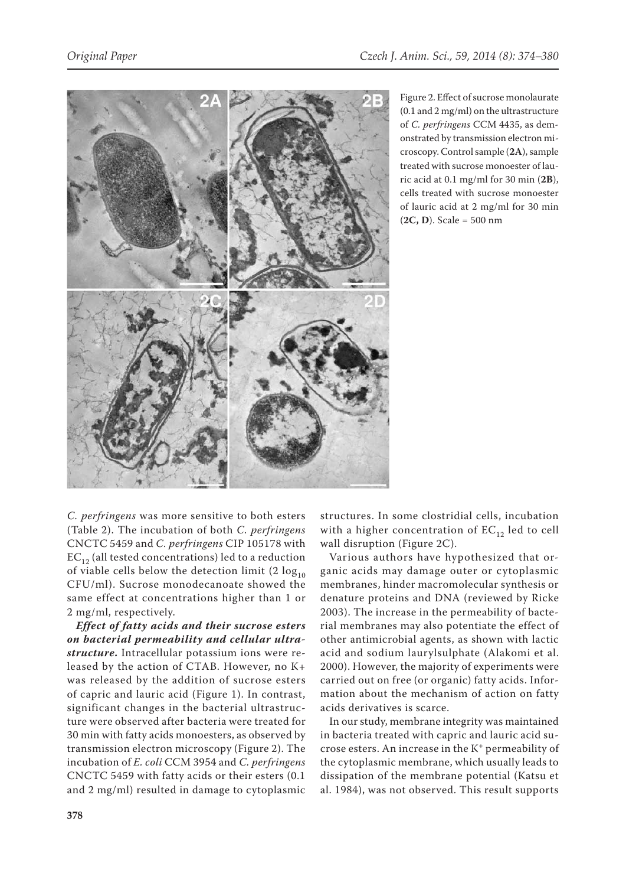Figure 2. Effect of sucrose monolaurate (0.1 and 2 mg/ml) on the ultrastructure of *C. perfringens* CCM 4435, as demonstrated by transmission electron microscopy. Control sample (**2A**), sample treated with sucrose monoester of lauric acid at 0.1 mg/ml for 30 min (**2B**), cells treated with sucrose monoester of lauric acid at 2 mg/ml for 30 min (**2C, D**). Scale = 500 nm

*C. perfringens* was more sensitive to both esters (Table 2). The incubation of both *C. perfringens* CNCTC 5459 and *C. perfringens* CIP 105178 with $EC_{12}$ (all tested concentrations) led to a reduction of viable cells below the detection limit (2 $\log_{10}$ CFU/ml). Sucrose monodecanoate showed the same effect at concentrations higher than 1 or 2 mg/ml, respectively.

***Effect of fatty acids and their sucrose esters on bacterial permeability and cellular ultrastructure.*** Intracellular potassium ions were released by the action of CTAB. However, no K+ was released by the addition of sucrose esters of capric and lauric acid (Figure 1). In contrast, significant changes in the bacterial ultrastructure were observed after bacteria were treated for 30 min with fatty acids monoesters, as observed by transmission electron microscopy (Figure 2). The incubation of *E. coli* CCM 3954 and *C. perfringens* CNCTC 5459 with fatty acids or their esters (0.1 and 2 mg/ml) resulted in damage to cytoplasmic structures. In some clostridial cells, incubation with a higher concentration of $EC_{12}$ led to cell wall disruption (Figure 2C).

Various authors have hypothesized that organic acids may damage outer or cytoplasmic membranes, hinder macromolecular synthesis or denature proteins and DNA (reviewed by Ricke 2003). The increase in the permeability of bacterial membranes may also potentiate the effect of other antimicrobial agents, as shown with lactic acid and sodium laurylsulphate (Alakomi et al. 2000). However, the majority of experiments were carried out on free (or organic) fatty acids. Information about the mechanism of action on fatty acids derivatives is scarce.

In our study, membrane integrity was maintained in bacteria treated with capric and lauric acid sucrose esters. An increase in the $K^+$ permeability of the cytoplasmic membrane, which usually leads to dissipation of the membrane potential (Katsu et al. 1984), was not observed. This result supports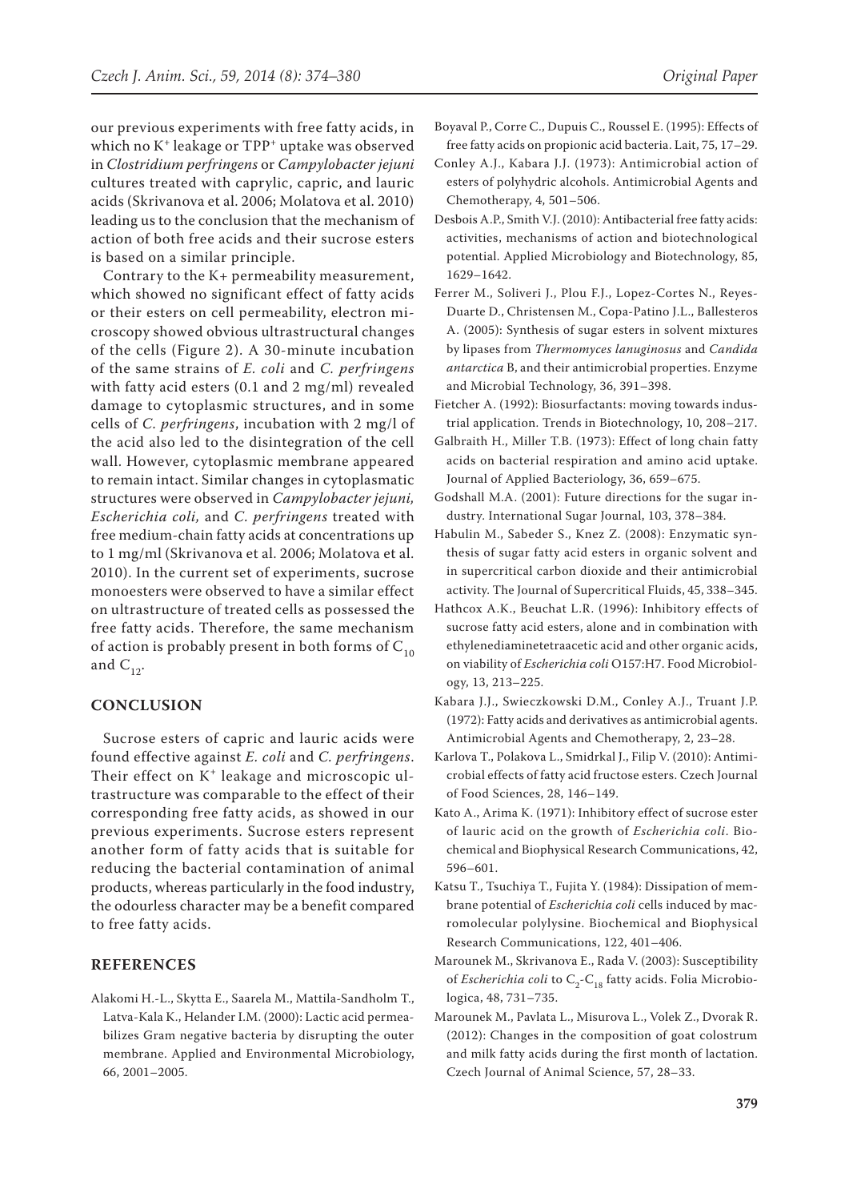our previous experiments with free fatty acids, in which no $K^+$ leakage or $TPP^+$ uptake was observed in *Clostridium perfringens* or *Campylobacter jejuni* cultures treated with caprylic, capric, and lauric acids (Skrivanova et al. 2006; Molatova et al. 2010) leading us to the conclusion that the mechanism of action of both free acids and their sucrose esters is based on a similar principle.

Contrary to the K+ permeability measurement, which showed no significant effect of fatty acids or their esters on cell permeability, electron microscopy showed obvious ultrastructural changes of the cells (Figure 2). A 30-minute incubation of the same strains of *E. coli* and *C. perfringens* with fatty acid esters (0.1 and 2 mg/ml) revealed damage to cytoplasmic structures, and in some cells of *C. perfringens*, incubation with 2 mg/l of the acid also led to the disintegration of the cell wall. However, cytoplasmic membrane appeared to remain intact. Similar changes in cytoplasmatic structures were observed in *Campylobacter jejuni, Escherichia coli,* and *C. perfringens* treated with free medium-chain fatty acids at concentrations up to 1 mg/ml (Skrivanova et al. 2006; Molatova et al. 2010). In the current set of experiments, sucrose monoesters were observed to have a similar effect on ultrastructure of treated cells as possessed the free fatty acids. Therefore, the same mechanism of action is probably present in both forms of $C_{10}$ and $C_{12}$.

## CONCLUSION

Sucrose esters of capric and lauric acids were found effective against *E. coli* and *C. perfringens*. Their effect on $K^+$ leakage and microscopic ultrastructure was comparable to the effect of their corresponding free fatty acids, as showed in our previous experiments. Sucrose esters represent another form of fatty acids that is suitable for reducing the bacterial contamination of animal products, whereas particularly in the food industry, the odourless character may be a benefit compared to free fatty acids.

## REFERENCES

Alakomi H.-L., Skytta E., Saarela M., Mattila-Sandholm T., Latva-Kala K., Helander I.M. (2000): Lactic acid permeabilizes Gram negative bacteria by disrupting the outer membrane. Applied and Environmental Microbiology, 66, 2001–2005.

Boyaval P., Corre C., Dupuis C., Roussel E. (1995): Effects of free fatty acids on propionic acid bacteria. Lait, 75, 17–29.

Conley A.J., Kabara J.J. (1973): Antimicrobial action of esters of polyhydric alcohols. Antimicrobial Agents and Chemotherapy, 4, 501–506.

Desbois A.P., Smith V.J. (2010): Antibacterial free fatty acids: activities, mechanisms of action and biotechnological potential. Applied Microbiology and Biotechnology, 85, 1629–1642.

Ferrer M., Soliveri J., Plou F.J., Lopez-Cortes N., Reyes-Duarte D., Christensen M., Copa-Patino J.L., Ballesteros A. (2005): Synthesis of sugar esters in solvent mixtures by lipases from *Thermomyces lanuginosus* and *Candida antarctica* B, and their antimicrobial properties. Enzyme and Microbial Technology, 36, 391–398.

Fietcher A. (1992): Biosurfactants: moving towards industrial application. Trends in Biotechnology, 10, 208–217.

Galbraith H., Miller T.B. (1973): Effect of long chain fatty acids on bacterial respiration and amino acid uptake. Journal of Applied Bacteriology, 36, 659–675.

Godshall M.A. (2001): Future directions for the sugar industry. International Sugar Journal, 103, 378–384.

Habulin M., Sabeder S., Knez Z. (2008): Enzymatic synthesis of sugar fatty acid esters in organic solvent and in supercritical carbon dioxide and their antimicrobial activity. The Journal of Supercritical Fluids, 45, 338–345.

Hathcox A.K., Beuchat L.R. (1996): Inhibitory effects of sucrose fatty acid esters, alone and in combination with ethylenediaminetetraacetic acid and other organic acids, on viability of *Escherichia coli* O157:H7. Food Microbiology, 13, 213–225.

Kabara J.J., Swieczkowski D.M., Conley A.J., Truant J.P. (1972): Fatty acids and derivatives as antimicrobial agents. Antimicrobial Agents and Chemotherapy, 2, 23–28.

Karlova T., Polakova L., Smidrkal J., Filip V. (2010): Antimicrobial effects of fatty acid fructose esters. Czech Journal of Food Sciences, 28, 146–149.

Kato A., Arima K. (1971): Inhibitory effect of sucrose ester of lauric acid on the growth of *Escherichia coli*. Biochemical and Biophysical Research Communications, 42, 596–601.

Katsu T., Tsuchiya T., Fujita Y. (1984): Dissipation of membrane potential of *Escherichia coli* cells induced by macromolecular polylysine. Biochemical and Biophysical Research Communications, 122, 401–406.

Marounek M., Skrivanova E., Rada V. (2003): Susceptibility of *Escherichia coli* to $C_2$-$C_{18}$ fatty acids. Folia Microbiologica, 48, 731–735.

Marounek M., Pavlata L., Misurova L., Volek Z., Dvorak R. (2012): Changes in the composition of goat colostrum and milk fatty acids during the first month of lactation. Czech Journal of Animal Science, 57, 28–33.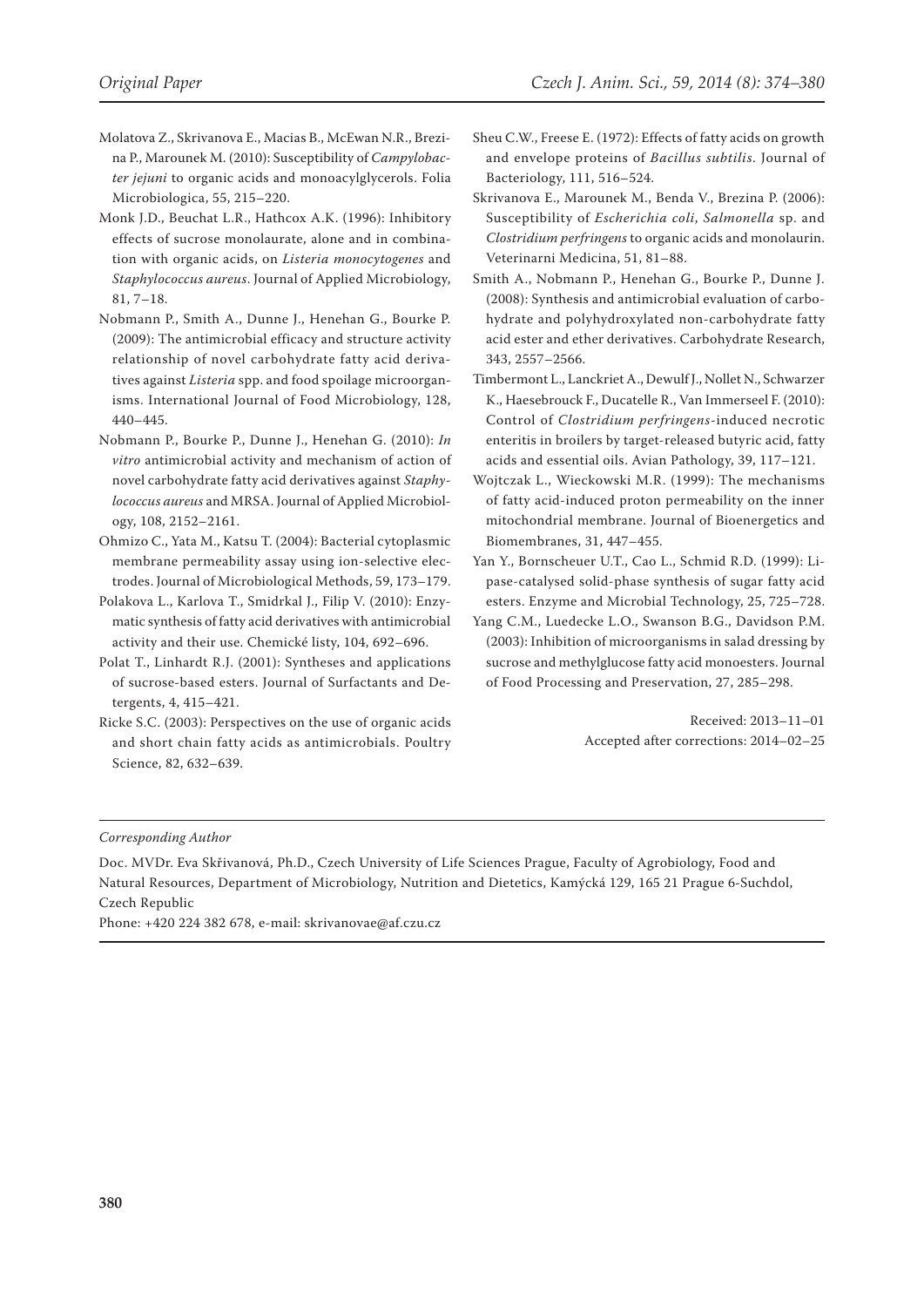Molatova Z., Skrivanova E., Macias B., McEwan N.R., Brezina P., Marounek M. (2010): Susceptibility of *Campylobacter jejuni* to organic acids and monoacylglycerols. Folia Microbiologica, 55, 215–220.

Monk J.D., Beuchat L.R., Hathcox A.K. (1996): Inhibitory effects of sucrose monolaurate, alone and in combination with organic acids, on *Listeria monocytogenes* and *Staphylococcus aureus*. Journal of Applied Microbiology, 81, 7–18.

Nobmann P., Smith A., Dunne J., Henehan G., Bourke P. (2009): The antimicrobial efficacy and structure activity relationship of novel carbohydrate fatty acid derivatives against *Listeria* spp. and food spoilage microorganisms. International Journal of Food Microbiology, 128, 440–445.

Nobmann P., Bourke P., Dunne J., Henehan G. (2010): *In vitro* antimicrobial activity and mechanism of action of novel carbohydrate fatty acid derivatives against *Staphylococcus aureus* and MRSA. Journal of Applied Microbiology, 108, 2152–2161.

Ohmizo C., Yata M., Katsu T. (2004): Bacterial cytoplasmic membrane permeability assay using ion-selective electrodes. Journal of Microbiological Methods, 59, 173–179.

Polakova L., Karlova T., Smidrkal J., Filip V. (2010): Enzymatic synthesis of fatty acid derivatives with antimicrobial activity and their use. Chemické listy, 104, 692–696.

Polat T., Linhardt R.J. (2001): Syntheses and applications of sucrose-based esters. Journal of Surfactants and Detergents, 4, 415–421.

Ricke S.C. (2003): Perspectives on the use of organic acids and short chain fatty acids as antimicrobials. Poultry Science, 82, 632–639.

Sheu C.W., Freese E. (1972): Effects of fatty acids on growth and envelope proteins of *Bacillus subtilis*. Journal of Bacteriology, 111, 516–524.

Skrivanova E., Marounek M., Benda V., Brezina P. (2006): Susceptibility of *Escherichia coli*, *Salmonella* sp. and *Clostridium perfringens* to organic acids and monolaurin. Veterinarni Medicina, 51, 81–88.

Smith A., Nobmann P., Henehan G., Bourke P., Dunne J. (2008): Synthesis and antimicrobial evaluation of carbohydrate and polyhydroxylated non-carbohydrate fatty acid ester and ether derivatives. Carbohydrate Research, 343, 2557–2566.

Timbermont L., Lanckriet A., Dewulf J., Nollet N., Schwarzer K., Haesebrouck F., Ducatelle R., Van Immerseel F. (2010): Control of *Clostridium perfringens*-induced necrotic enteritis in broilers by target-released butyric acid, fatty acids and essential oils. Avian Pathology, 39, 117–121.

Wojtczak L., Wieckowski M.R. (1999): The mechanisms of fatty acid-induced proton permeability on the inner mitochondrial membrane. Journal of Bioenergetics and Biomembranes, 31, 447–455.

Yan Y., Bornscheuer U.T., Cao L., Schmid R.D. (1999): Lipase-catalysed solid-phase synthesis of sugar fatty acid esters. Enzyme and Microbial Technology, 25, 725–728.

Yang C.M., Luedecke L.O., Swanson B.G., Davidson P.M. (2003): Inhibition of microorganisms in salad dressing by sucrose and methylglucose fatty acid monoesters. Journal of Food Processing and Preservation, 27, 285–298.

Received: 2013–11–01

Accepted after corrections: 2014–02–25

*Corresponding Author*

Doc. MVDr. Eva Skřivanová, Ph.D., Czech University of Life Sciences Prague, Faculty of Agrobiology, Food and Natural Resources, Department of Microbiology, Nutrition and Dietetics, Kamýcká 129, 165 21 Prague 6-Suchdol, Czech Republic

Phone: +420 224 382 678, e-mail: skrivanovae@af.czu.cz